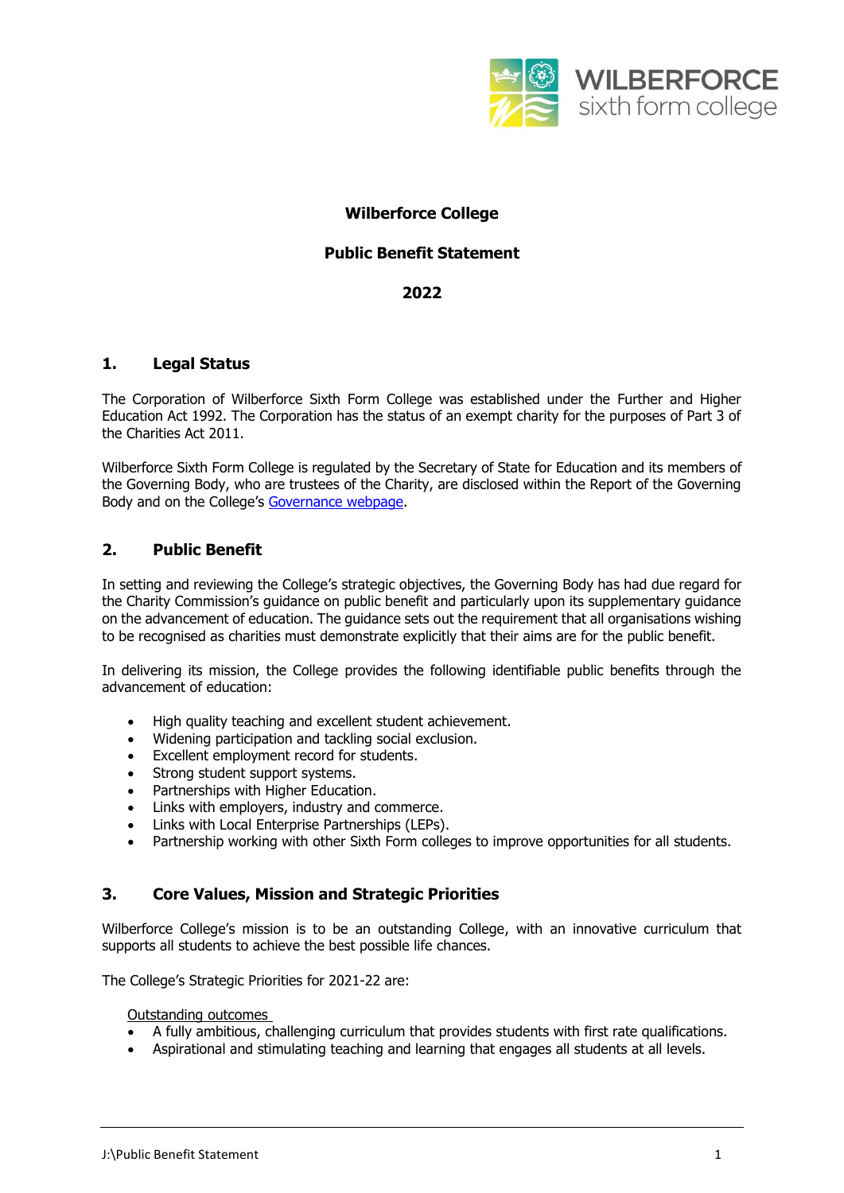# Wilberforce College

## Public Benefit Statement

## 2022

## 1. Legal Status

The Corporation of Wilberforce Sixth Form College was established under the Further and Higher Education Act 1992. The Corporation has the status of an exempt charity for the purposes of Part 3 of the Charities Act 2011.

Wilberforce Sixth Form College is regulated by the Secretary of State for Education and its members of the Governing Body, who are trustees of the Charity, are disclosed within the Report of the Governing Body and on the College's Governance webpage.

## 2. Public Benefit

In setting and reviewing the College's strategic objectives, the Governing Body has had due regard for the Charity Commission's guidance on public benefit and particularly upon its supplementary guidance on the advancement of education. The guidance sets out the requirement that all organisations wishing to be recognised as charities must demonstrate explicitly that their aims are for the public benefit.

In delivering its mission, the College provides the following identifiable public benefits through the advancement of education:

- High quality teaching and excellent student achievement.
- Widening participation and tackling social exclusion.
- Excellent employment record for students.
- Strong student support systems.
- Partnerships with Higher Education.
- Links with employers, industry and commerce.
- Links with Local Enterprise Partnerships (LEPs).
- Partnership working with other Sixth Form colleges to improve opportunities for all students.

## 3. Core Values, Mission and Strategic Priorities

Wilberforce College's mission is to be an outstanding College, with an innovative curriculum that supports all students to achieve the best possible life chances.

The College's Strategic Priorities for 2021-22 are:

Outstanding outcomes

- A fully ambitious, challenging curriculum that provides students with first rate qualifications.
- Aspirational and stimulating teaching and learning that engages all students at all levels.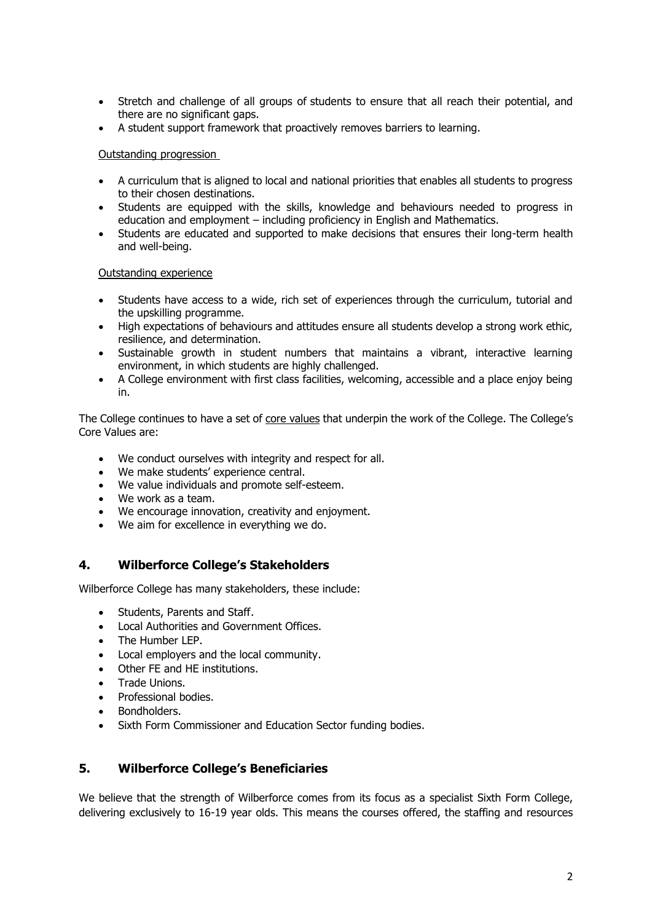- Stretch and challenge of all groups of students to ensure that all reach their potential, and there are no significant gaps.
- A student support framework that proactively removes barriers to learning.

Outstanding progression

- A curriculum that is aligned to local and national priorities that enables all students to progress to their chosen destinations.
- Students are equipped with the skills, knowledge and behaviours needed to progress in education and employment – including proficiency in English and Mathematics.
- Students are educated and supported to make decisions that ensures their long-term health and well-being.

Outstanding experience

- Students have access to a wide, rich set of experiences through the curriculum, tutorial and the upskilling programme.
- High expectations of behaviours and attitudes ensure all students develop a strong work ethic, resilience, and determination.
- Sustainable growth in student numbers that maintains a vibrant, interactive learning environment, in which students are highly challenged.
- A College environment with first class facilities, welcoming, accessible and a place enjoy being in.

The College continues to have a set of core values that underpin the work of the College. The College's Core Values are:

- We conduct ourselves with integrity and respect for all.
- We make students' experience central.
- We value individuals and promote self-esteem.
- We work as a team.
- We encourage innovation, creativity and enjoyment.
- We aim for excellence in everything we do.

## 4. Wilberforce College's Stakeholders

Wilberforce College has many stakeholders, these include:

- Students, Parents and Staff.
- Local Authorities and Government Offices.
- The Humber LEP.
- Local employers and the local community.
- Other FE and HE institutions.
- Trade Unions.
- Professional bodies.
- Bondholders.
- Sixth Form Commissioner and Education Sector funding bodies.

## 5. Wilberforce College's Beneficiaries

We believe that the strength of Wilberforce comes from its focus as a specialist Sixth Form College, delivering exclusively to 16-19 year olds. This means the courses offered, the staffing and resources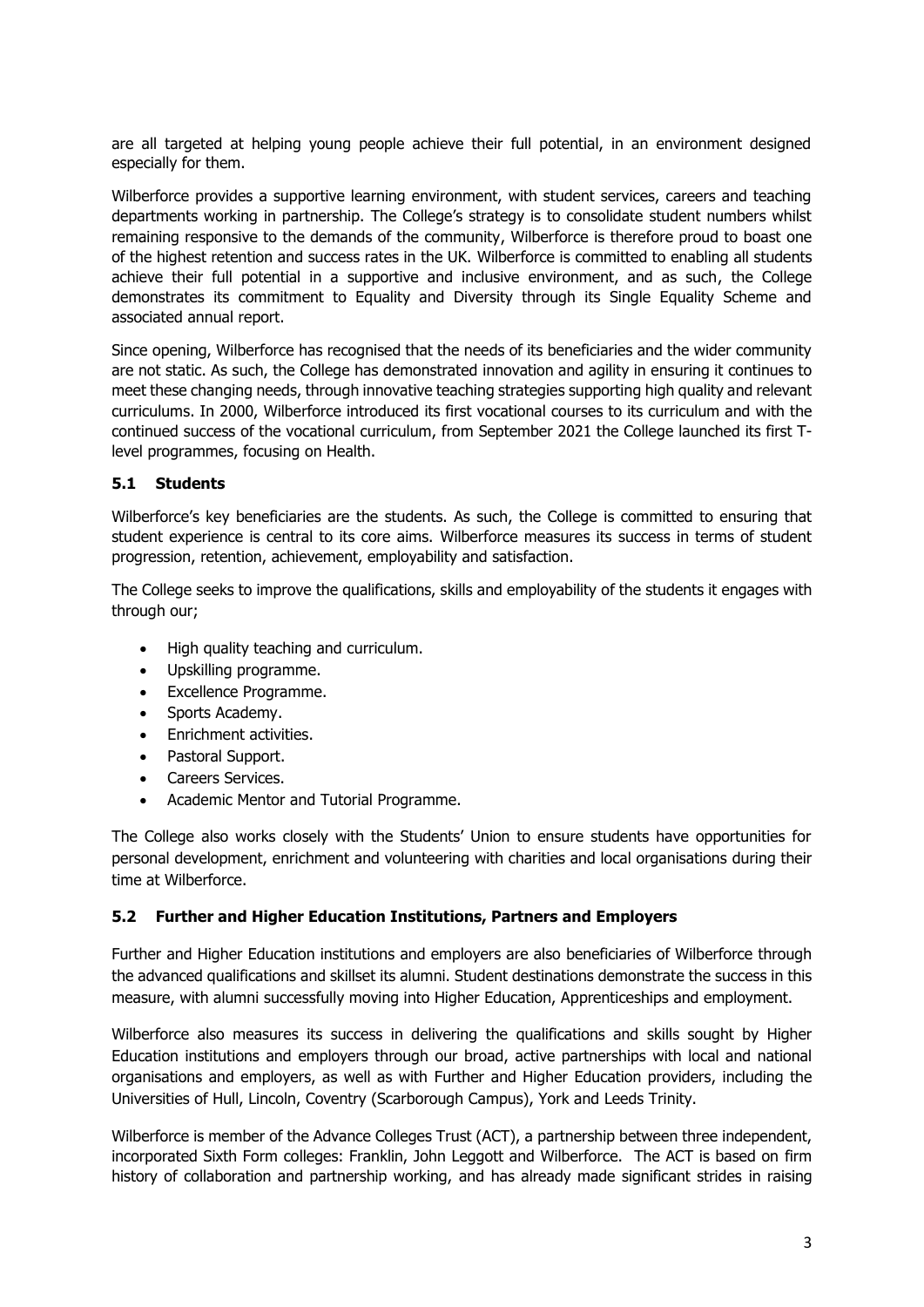are all targeted at helping young people achieve their full potential, in an environment designed especially for them.

Wilberforce provides a supportive learning environment, with student services, careers and teaching departments working in partnership. The College's strategy is to consolidate student numbers whilst remaining responsive to the demands of the community, Wilberforce is therefore proud to boast one of the highest retention and success rates in the UK. Wilberforce is committed to enabling all students achieve their full potential in a supportive and inclusive environment, and as such, the College demonstrates its commitment to Equality and Diversity through its Single Equality Scheme and associated annual report.

Since opening, Wilberforce has recognised that the needs of its beneficiaries and the wider community are not static. As such, the College has demonstrated innovation and agility in ensuring it continues to meet these changing needs, through innovative teaching strategies supporting high quality and relevant curriculums. In 2000, Wilberforce introduced its first vocational courses to its curriculum and with the continued success of the vocational curriculum, from September 2021 the College launched its first T-level programmes, focusing on Health.

### 5.1 Students

Wilberforce's key beneficiaries are the students. As such, the College is committed to ensuring that student experience is central to its core aims. Wilberforce measures its success in terms of student progression, retention, achievement, employability and satisfaction.

The College seeks to improve the qualifications, skills and employability of the students it engages with through our;

- High quality teaching and curriculum.
- Upskilling programme.
- Excellence Programme.
- Sports Academy.
- Enrichment activities.
- Pastoral Support.
- Careers Services.
- Academic Mentor and Tutorial Programme.

The College also works closely with the Students' Union to ensure students have opportunities for personal development, enrichment and volunteering with charities and local organisations during their time at Wilberforce.

### 5.2 Further and Higher Education Institutions, Partners and Employers

Further and Higher Education institutions and employers are also beneficiaries of Wilberforce through the advanced qualifications and skillset its alumni. Student destinations demonstrate the success in this measure, with alumni successfully moving into Higher Education, Apprenticeships and employment.

Wilberforce also measures its success in delivering the qualifications and skills sought by Higher Education institutions and employers through our broad, active partnerships with local and national organisations and employers, as well as with Further and Higher Education providers, including the Universities of Hull, Lincoln, Coventry (Scarborough Campus), York and Leeds Trinity.

Wilberforce is member of the Advance Colleges Trust (ACT), a partnership between three independent, incorporated Sixth Form colleges: Franklin, John Leggott and Wilberforce. The ACT is based on firm history of collaboration and partnership working, and has already made significant strides in raising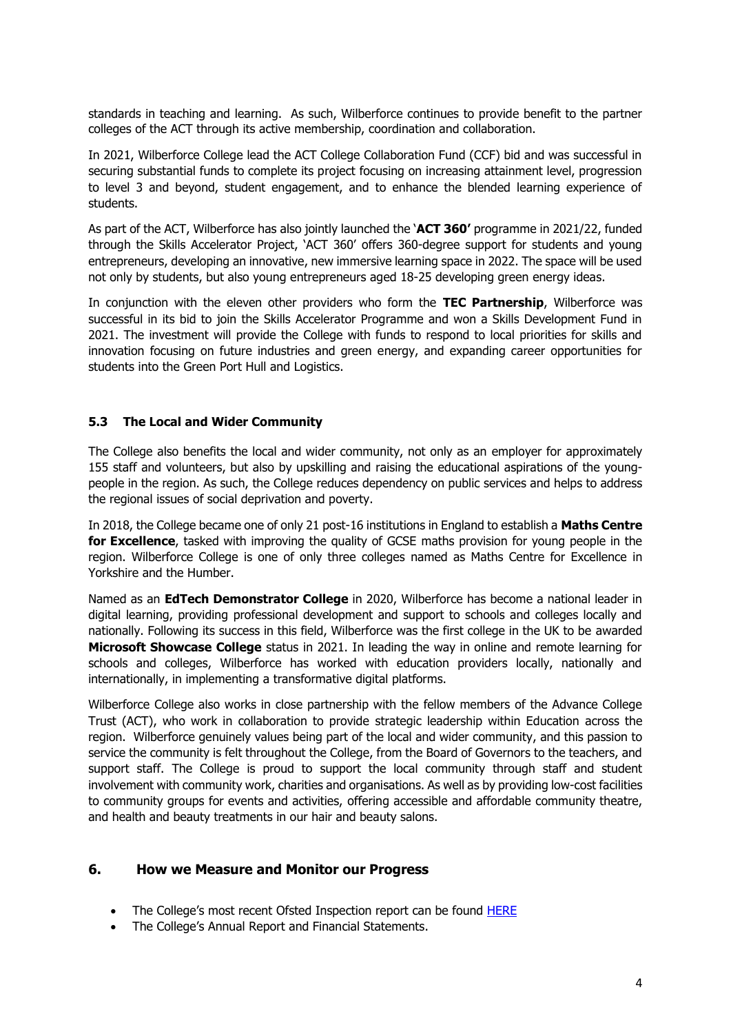standards in teaching and learning. As such, Wilberforce continues to provide benefit to the partner colleges of the ACT through its active membership, coordination and collaboration.

In 2021, Wilberforce College lead the ACT College Collaboration Fund (CCF) bid and was successful in securing substantial funds to complete its project focusing on increasing attainment level, progression to level 3 and beyond, student engagement, and to enhance the blended learning experience of students.

As part of the ACT, Wilberforce has also jointly launched the '**ACT 360'** programme in 2021/22, funded through the Skills Accelerator Project, 'ACT 360' offers 360-degree support for students and young entrepreneurs, developing an innovative, new immersive learning space in 2022. The space will be used not only by students, but also young entrepreneurs aged 18-25 developing green energy ideas.

In conjunction with the eleven other providers who form the **TEC Partnership**, Wilberforce was successful in its bid to join the Skills Accelerator Programme and won a Skills Development Fund in 2021. The investment will provide the College with funds to respond to local priorities for skills and innovation focusing on future industries and green energy, and expanding career opportunities for students into the Green Port Hull and Logistics.

### 5.3 The Local and Wider Community

The College also benefits the local and wider community, not only as an employer for approximately 155 staff and volunteers, but also by upskilling and raising the educational aspirations of the young-people in the region. As such, the College reduces dependency on public services and helps to address the regional issues of social deprivation and poverty.

In 2018, the College became one of only 21 post-16 institutions in England to establish a **Maths Centre for Excellence**, tasked with improving the quality of GCSE maths provision for young people in the region. Wilberforce College is one of only three colleges named as Maths Centre for Excellence in Yorkshire and the Humber.

Named as an **EdTech Demonstrator College** in 2020, Wilberforce has become a national leader in digital learning, providing professional development and support to schools and colleges locally and nationally. Following its success in this field, Wilberforce was the first college in the UK to be awarded **Microsoft Showcase College** status in 2021. In leading the way in online and remote learning for schools and colleges, Wilberforce has worked with education providers locally, nationally and internationally, in implementing a transformative digital platforms.

Wilberforce College also works in close partnership with the fellow members of the Advance College Trust (ACT), who work in collaboration to provide strategic leadership within Education across the region. Wilberforce genuinely values being part of the local and wider community, and this passion to service the community is felt throughout the College, from the Board of Governors to the teachers, and support staff. The College is proud to support the local community through staff and student involvement with community work, charities and organisations. As well as by providing low-cost facilities to community groups for events and activities, offering accessible and affordable community theatre, and health and beauty treatments in our hair and beauty salons.

## 6. How we Measure and Monitor our Progress

- The College's most recent Ofsted Inspection report can be found HERE
- The College's Annual Report and Financial Statements.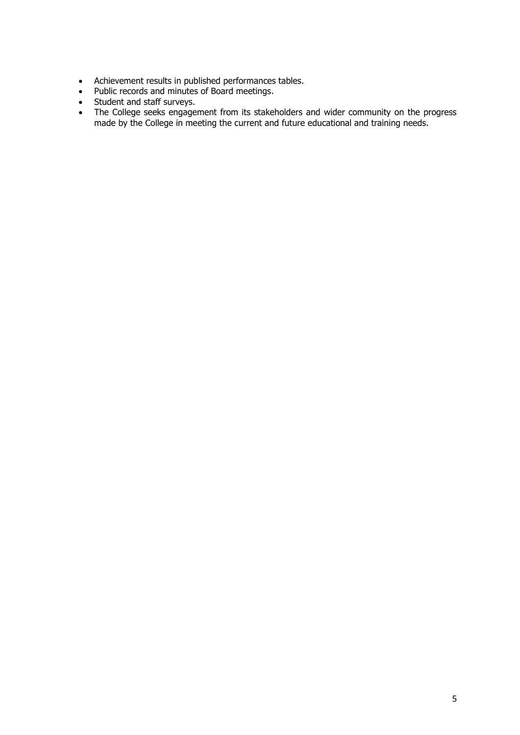- Achievement results in published performances tables.
- Public records and minutes of Board meetings.
- Student and staff surveys.
- The College seeks engagement from its stakeholders and wider community on the progress made by the College in meeting the current and future educational and training needs.